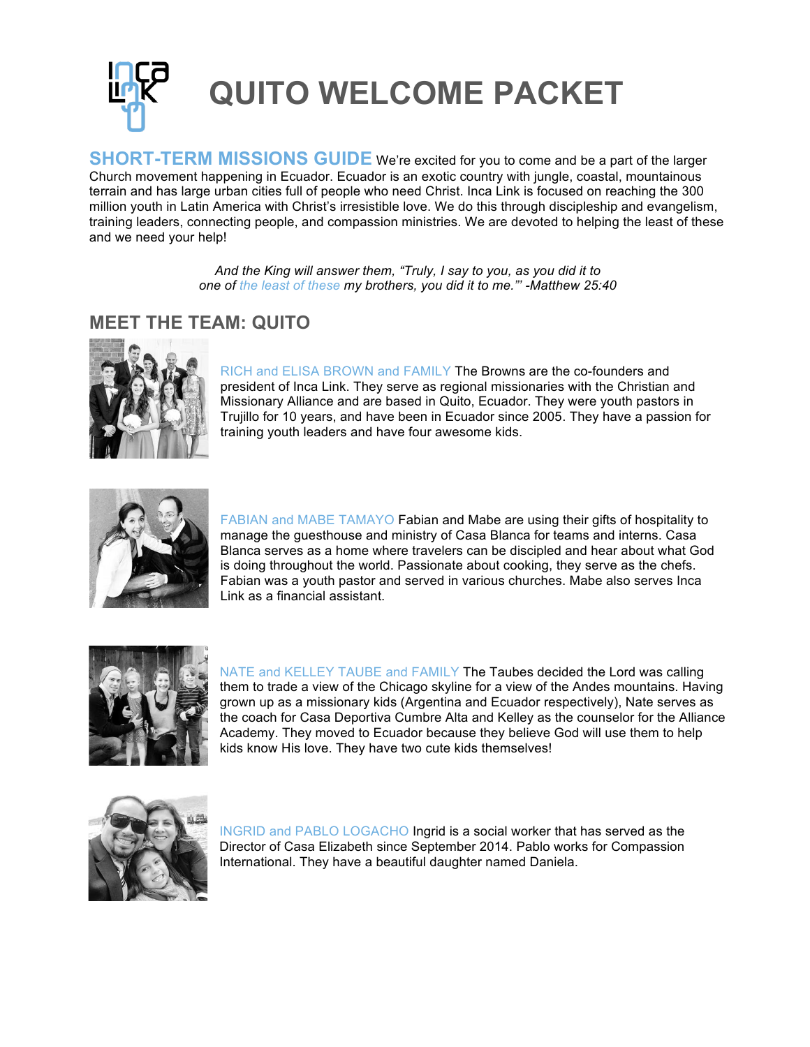# QUITO WELCOME PACKET

**SHORT-TERM MISSIONS GUIDE** We're excited for you to come and be a part of the larger Church movement happening in Ecuador. Ecuador is an exotic country with jungle, coastal, mountainous terrain and has large urban cities full of people who need Christ. Inca Link is focused on reaching the 300 million youth in Latin America with Christ's irresistible love. We do this through discipleship and evangelism, training leaders, connecting people, and compassion ministries. We are devoted to helping the least of these and we need your help!

*And the King will answer them, "Truly, I say to you, as you did it to one of the least of these my brothers, you did it to me."' -Matthew 25:40*

## MEET THE TEAM: QUITO

RICH and ELISA BROWN and FAMILY The Browns are the co-founders and president of Inca Link. They serve as regional missionaries with the Christian and Missionary Alliance and are based in Quito, Ecuador. They were youth pastors in Trujillo for 10 years, and have been in Ecuador since 2005. They have a passion for training youth leaders and have four awesome kids.

FABIAN and MABE TAMAYO Fabian and Mabe are using their gifts of hospitality to manage the guesthouse and ministry of Casa Blanca for teams and interns. Casa Blanca serves as a home where travelers can be discipled and hear about what God is doing throughout the world. Passionate about cooking, they serve as the chefs. Fabian was a youth pastor and served in various churches. Mabe also serves Inca Link as a financial assistant.

NATE and KELLEY TAUBE and FAMILY The Taubes decided the Lord was calling them to trade a view of the Chicago skyline for a view of the Andes mountains. Having grown up as a missionary kids (Argentina and Ecuador respectively), Nate serves as the coach for Casa Deportiva Cumbre Alta and Kelley as the counselor for the Alliance Academy. They moved to Ecuador because they believe God will use them to help kids know His love. They have two cute kids themselves!

INGRID and PABLO LOGACHO Ingrid is a social worker that has served as the Director of Casa Elizabeth since September 2014. Pablo works for Compassion International. They have a beautiful daughter named Daniela.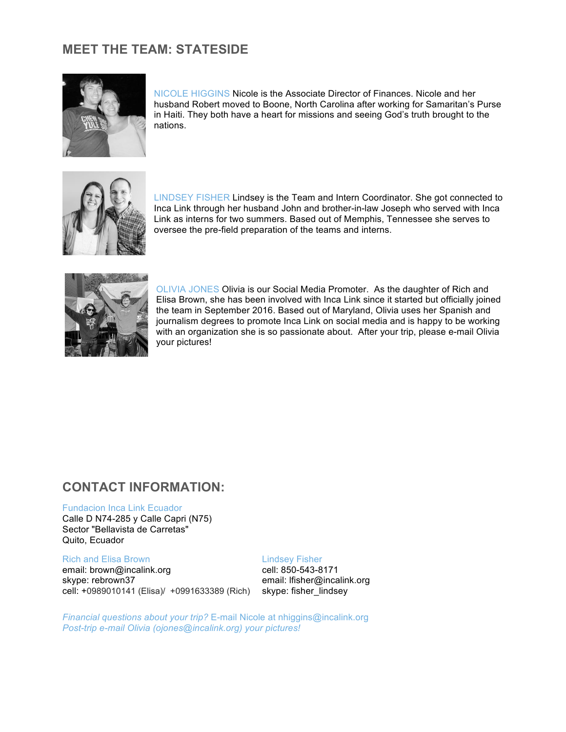## MEET THE TEAM: STATESIDE

NICOLE HIGGINS Nicole is the Associate Director of Finances. Nicole and her husband Robert moved to Boone, North Carolina after working for Samaritan's Purse in Haiti. They both have a heart for missions and seeing God's truth brought to the nations.

LINDSEY FISHER Lindsey is the Team and Intern Coordinator. She got connected to Inca Link through her husband John and brother-in-law Joseph who served with Inca Link as interns for two summers. Based out of Memphis, Tennessee she serves to oversee the pre-field preparation of the teams and interns.

OLIVIA JONES Olivia is our Social Media Promoter. As the daughter of Rich and Elisa Brown, she has been involved with Inca Link since it started but officially joined the team in September 2016. Based out of Maryland, Olivia uses her Spanish and journalism degrees to promote Inca Link on social media and is happy to be working with an organization she is so passionate about. After your trip, please e-mail Olivia your pictures!

## CONTACT INFORMATION:

Fundacion Inca Link Ecuador
Calle D N74-285 y Calle Capri (N75)
Sector "Bellavista de Carretas"
Quito, Ecuador

Rich and Elisa Brown
email: brown@incalink.org
skype: rebrown37
cell: +0989010141 (Elisa)/ +0991633389 (Rich)

Lindsey Fisher
cell: 850-543-8171
email: lfisher@incalink.org
skype: fisher_lindsey

*Financial questions about your trip?* E-mail Nicole at nhiggins@incalink.org
*Post-trip e-mail Olivia (ojones@incalink.org) your pictures!*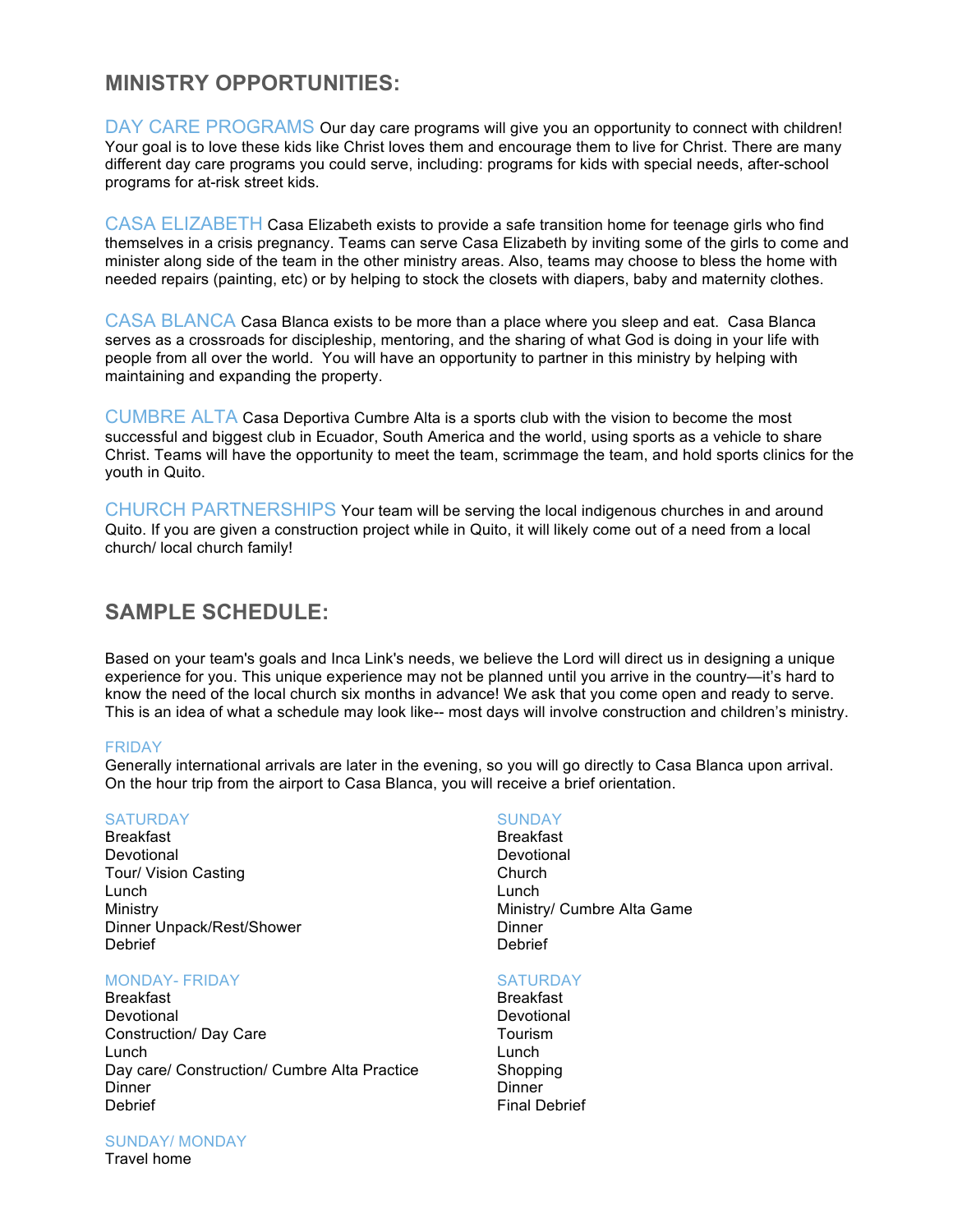## MINISTRY OPPORTUNITIES:

**DAY CARE PROGRAMS** Our day care programs will give you an opportunity to connect with children! Your goal is to love these kids like Christ loves them and encourage them to live for Christ. There are many different day care programs you could serve, including: programs for kids with special needs, after-school programs for at-risk street kids.

**CASA ELIZABETH** Casa Elizabeth exists to provide a safe transition home for teenage girls who find themselves in a crisis pregnancy. Teams can serve Casa Elizabeth by inviting some of the girls to come and minister along side of the team in the other ministry areas. Also, teams may choose to bless the home with needed repairs (painting, etc) or by helping to stock the closets with diapers, baby and maternity clothes.

**CASA BLANCA** Casa Blanca exists to be more than a place where you sleep and eat. Casa Blanca serves as a crossroads for discipleship, mentoring, and the sharing of what God is doing in your life with people from all over the world. You will have an opportunity to partner in this ministry by helping with maintaining and expanding the property.

**CUMBRE ALTA** Casa Deportiva Cumbre Alta is a sports club with the vision to become the most successful and biggest club in Ecuador, South America and the world, using sports as a vehicle to share Christ. Teams will have the opportunity to meet the team, scrimmage the team, and hold sports clinics for the youth in Quito.

**CHURCH PARTNERSHIPS** Your team will be serving the local indigenous churches in and around Quito. If you are given a construction project while in Quito, it will likely come out of a need from a local church/ local church family!

## SAMPLE SCHEDULE:

Based on your team's goals and Inca Link's needs, we believe the Lord will direct us in designing a unique experience for you. This unique experience may not be planned until you arrive in the country—it's hard to know the need of the local church six months in advance! We ask that you come open and ready to serve. This is an idea of what a schedule may look like-- most days will involve construction and children's ministry.

### FRIDAY

Generally international arrivals are later in the evening, so you will go directly to Casa Blanca upon arrival. On the hour trip from the airport to Casa Blanca, you will receive a brief orientation.

### SATURDAY

Breakfast
Devotional
Tour/ Vision Casting
Lunch
Ministry
Dinner Unpack/Rest/Shower
Debrief

### SUNDAY

Breakfast
Devotional
Church
Lunch
Ministry/ Cumbre Alta Game
Dinner
Debrief

### MONDAY- FRIDAY

Breakfast
Devotional
Construction/ Day Care
Lunch
Day care/ Construction/ Cumbre Alta Practice
Dinner
Debrief

### SATURDAY

Breakfast
Devotional
Tourism
Lunch
Shopping
Dinner
Final Debrief

### SUNDAY/ MONDAY

Travel home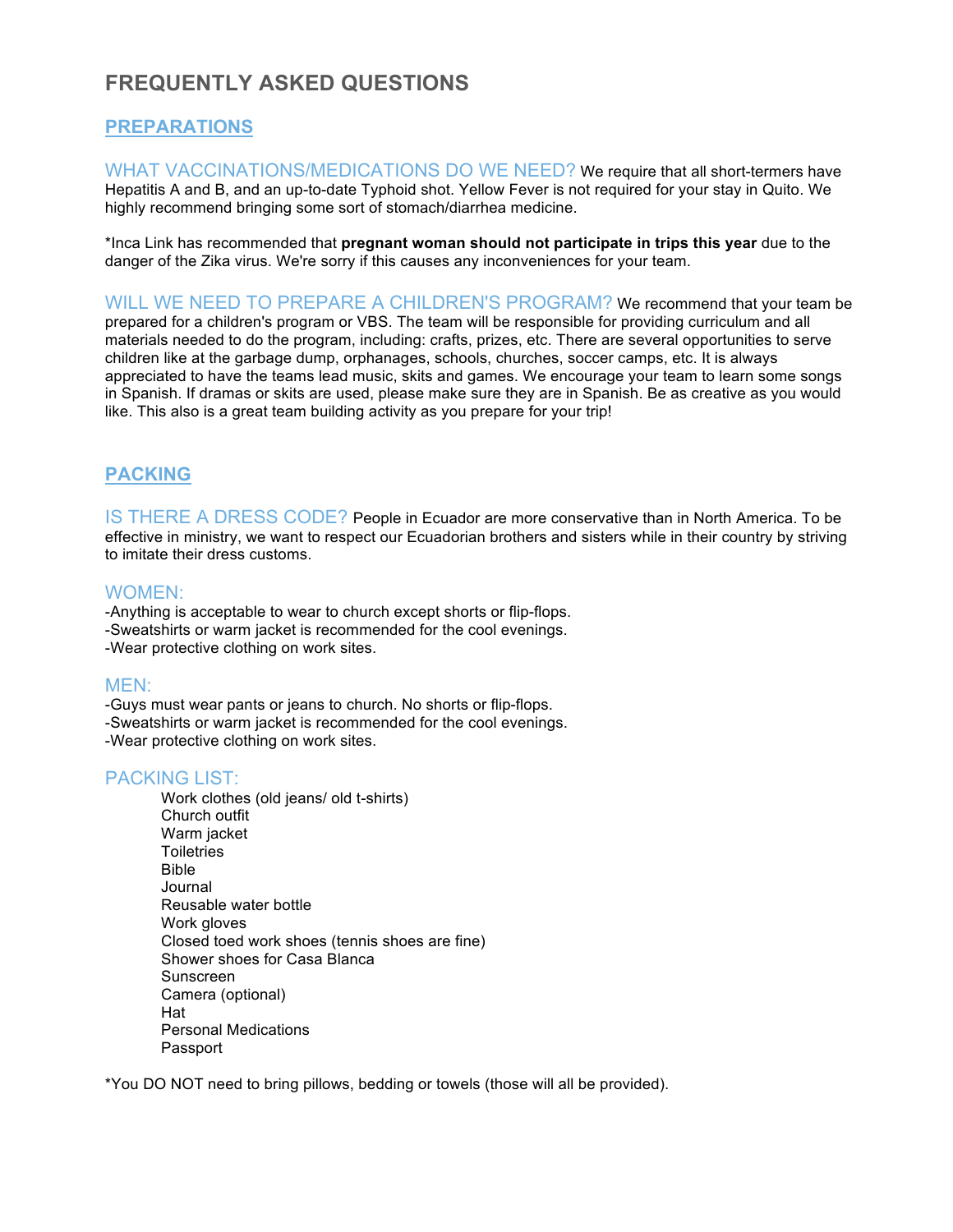# FREQUENTLY ASKED QUESTIONS

## PREPARATIONS

**WHAT VACCINATIONS/MEDICATIONS DO WE NEED?** We require that all short-termers have Hepatitis A and B, and an up-to-date Typhoid shot. Yellow Fever is not required for your stay in Quito. We highly recommend bringing some sort of stomach/diarrhea medicine.

*Inca Link has recommended that **pregnant woman should not participate in trips this year** due to the danger of the Zika virus. We're sorry if this causes any inconveniences for your team.

**WILL WE NEED TO PREPARE A CHILDREN'S PROGRAM?** We recommend that your team be prepared for a children's program or VBS. The team will be responsible for providing curriculum and all materials needed to do the program, including: crafts, prizes, etc. There are several opportunities to serve children like at the garbage dump, orphanages, schools, churches, soccer camps, etc. It is always appreciated to have the teams lead music, skits and games. We encourage your team to learn some songs in Spanish. If dramas or skits are used, please make sure they are in Spanish. Be as creative as you would like. This also is a great team building activity as you prepare for your trip!

## PACKING

**IS THERE A DRESS CODE?** People in Ecuador are more conservative than in North America. To be effective in ministry, we want to respect our Ecuadorian brothers and sisters while in their country by striving to imitate their dress customs.

### WOMEN:

-Anything is acceptable to wear to church except shorts or flip-flops.
-Sweatshirts or warm jacket is recommended for the cool evenings.
-Wear protective clothing on work sites.

### MEN:

-Guys must wear pants or jeans to church. No shorts or flip-flops.
-Sweatshirts or warm jacket is recommended for the cool evenings.
-Wear protective clothing on work sites.

### PACKING LIST:

- Work clothes (old jeans/ old t-shirts)
- Church outfit
- Warm jacket
- Toiletries
- Bible
- Journal
- Reusable water bottle
- Work gloves
- Closed toed work shoes (tennis shoes are fine)
- Shower shoes for Casa Blanca
- Sunscreen
- Camera (optional)
- Hat
- Personal Medications
- Passport

*You DO NOT need to bring pillows, bedding or towels (those will all be provided).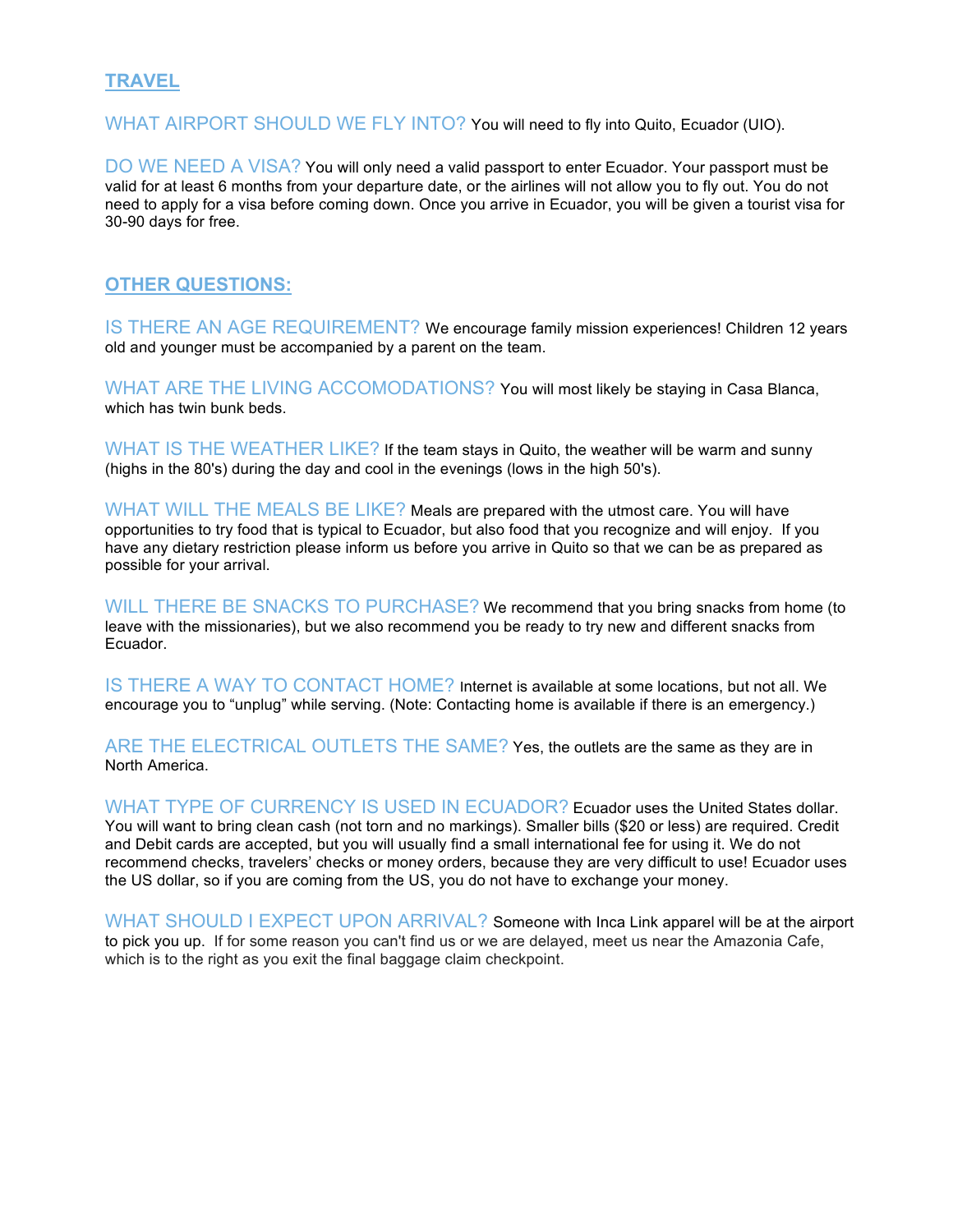## TRAVEL

**WHAT AIRPORT SHOULD WE FLY INTO?** You will need to fly into Quito, Ecuador (UIO).

**DO WE NEED A VISA?** You will only need a valid passport to enter Ecuador. Your passport must be valid for at least 6 months from your departure date, or the airlines will not allow you to fly out. You do not need to apply for a visa before coming down. Once you arrive in Ecuador, you will be given a tourist visa for 30-90 days for free.

## OTHER QUESTIONS:

**IS THERE AN AGE REQUIREMENT?** We encourage family mission experiences! Children 12 years old and younger must be accompanied by a parent on the team.

**WHAT ARE THE LIVING ACCOMODATIONS?** You will most likely be staying in Casa Blanca, which has twin bunk beds.

**WHAT IS THE WEATHER LIKE?** If the team stays in Quito, the weather will be warm and sunny (highs in the 80's) during the day and cool in the evenings (lows in the high 50's).

**WHAT WILL THE MEALS BE LIKE?** Meals are prepared with the utmost care. You will have opportunities to try food that is typical to Ecuador, but also food that you recognize and will enjoy. If you have any dietary restriction please inform us before you arrive in Quito so that we can be as prepared as possible for your arrival.

**WILL THERE BE SNACKS TO PURCHASE?** We recommend that you bring snacks from home (to leave with the missionaries), but we also recommend you be ready to try new and different snacks from Ecuador.

**IS THERE A WAY TO CONTACT HOME?** Internet is available at some locations, but not all. We encourage you to "unplug" while serving. (Note: Contacting home is available if there is an emergency.)

**ARE THE ELECTRICAL OUTLETS THE SAME?** Yes, the outlets are the same as they are in North America.

**WHAT TYPE OF CURRENCY IS USED IN ECUADOR?** Ecuador uses the United States dollar. You will want to bring clean cash (not torn and no markings). Smaller bills ($20 or less) are required. Credit and Debit cards are accepted, but you will usually find a small international fee for using it. We do not recommend checks, travelers' checks or money orders, because they are very difficult to use! Ecuador uses the US dollar, so if you are coming from the US, you do not have to exchange your money.

**WHAT SHOULD I EXPECT UPON ARRIVAL?** Someone with Inca Link apparel will be at the airport to pick you up. If for some reason you can't find us or we are delayed, meet us near the Amazonia Cafe, which is to the right as you exit the final baggage claim checkpoint.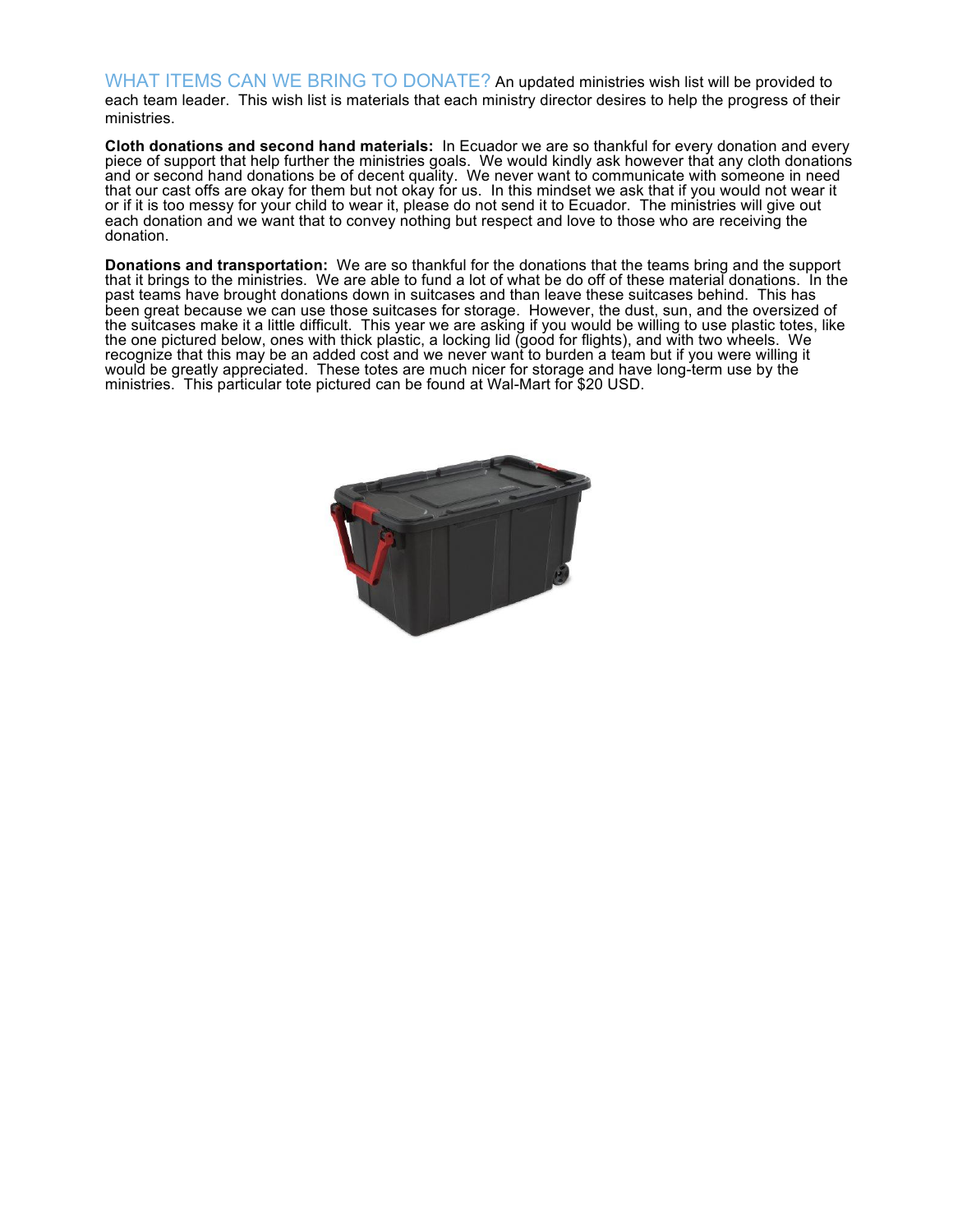## WHAT ITEMS CAN WE BRING TO DONATE?

An updated ministries wish list will be provided to each team leader. This wish list is materials that each ministry director desires to help the progress of their ministries.

**Cloth donations and second hand materials:** In Ecuador we are so thankful for every donation and every piece of support that help further the ministries goals. We would kindly ask however that any cloth donations and or second hand donations be of decent quality. We never want to communicate with someone in need that our cast offs are okay for them but not okay for us. In this mindset we ask that if you would not wear it or if it is too messy for your child to wear it, please do not send it to Ecuador. The ministries will give out each donation and we want that to convey nothing but respect and love to those who are receiving the donation.

**Donations and transportation:** We are so thankful for the donations that the teams bring and the support that it brings to the ministries. We are able to fund a lot of what be do off of these material donations. In the past teams have brought donations down in suitcases and than leave these suitcases behind. This has been great because we can use those suitcases for storage. However, the dust, sun, and the oversized of the suitcases make it a little difficult. This year we are asking if you would be willing to use plastic totes, like the one pictured below, ones with thick plastic, a locking lid (good for flights), and with two wheels. We recognize that this may be an added cost and we never want to burden a team but if you were willing it would be greatly appreciated. These totes are much nicer for storage and have long-term use by the ministries. This particular tote pictured can be found at Wal-Mart for $20 USD.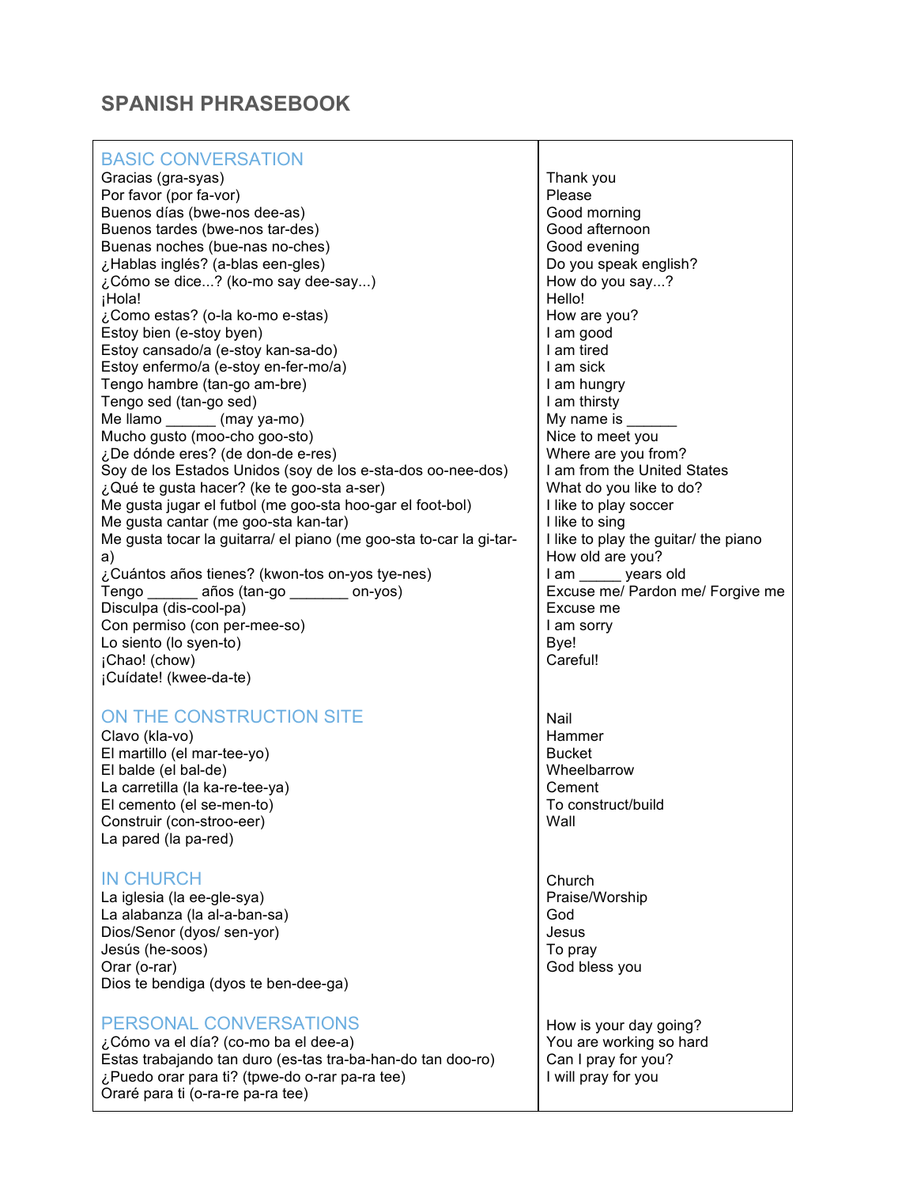# SPANISH PHRASEBOOK

## BASIC CONVERSATION

| | |
|---|---|
| Gracias (gra-syas) | Thank you |
| Por favor (por fa-vor) | Please |
| Buenos días (bwe-nos dee-as) | Good morning |
| Buenos tardes (bwe-nos tar-des) | Good afternoon |
| Buenas noches (bue-nas no-ches) | Good evening |
| ¿Hablas inglés? (a-blas een-gles) | Do you speak english? |
| ¿Cómo se dice...? (ko-mo say dee-say...) | How do you say...? |
| ¡Hola! | Hello! |
| ¿Como estas? (o-la ko-mo e-stas) | How are you? |
| Estoy bien (e-stoy byen) | I am good |
| Estoy cansado/a (e-stoy kan-sa-do) | I am tired |
| Estoy enfermo/a (e-stoy en-fer-mo/a) | I am sick |
| Tengo hambre (tan-go am-bre) | I am hungry |
| Tengo sed (tan-go sed) | I am thirsty |
| Me llamo ______ (may ya-mo) | My name is ______ |
| Mucho gusto (moo-cho goo-sto) | Nice to meet you |
| ¿De dónde eres? (de don-de e-res) | Where are you from? |
| Soy de los Estados Unidos (soy de los e-sta-dos oo-nee-dos) | I am from the United States |
| ¿Qué te gusta hacer? (ke te goo-sta a-ser) | What do you like to do? |
| Me gusta jugar el futbol (me goo-sta hoo-gar el foot-bol) | I like to play soccer |
| Me gusta cantar (me goo-sta kan-tar) | I like to sing |
| Me gusta tocar la guitarra/ el piano (me goo-sta to-car la gi-tar-a) | I like to play the guitar/ the piano |
| ¿Cuántos años tienes? (kwon-tos on-yos tye-nes) | How old are you? |
| Tengo ______ años (tan-go _______ on-yos) | I am _____ years old |
| Disculpa (dis-cool-pa) | Excuse me/ Pardon me/ Forgive me |
| Con permiso (con per-mee-so) | Excuse me |
| Lo siento (lo syen-to) | I am sorry |
| ¡Chao! (chow) | Bye! |
| ¡Cuídate! (kwee-da-te) | Careful! |

## ON THE CONSTRUCTION SITE

| | |
|---|---|
| Clavo (kla-vo) | Nail |
| El martillo (el mar-tee-yo) | Hammer |
| El balde (el bal-de) | Bucket |
| La carretilla (la ka-re-tee-ya) | Wheelbarrow |
| El cemento (el se-men-to) | Cement |
| Construir (con-stroo-eer) | To construct/build |
| La pared (la pa-red) | Wall |

## IN CHURCH

| | |
|---|---|
| La iglesia (la ee-gle-sya) | Church |
| La alabanza (la al-a-ban-sa) | Praise/Worship |
| Dios/Senor (dyos/ sen-yor) | God |
| Jesús (he-soos) | Jesus |
| Orar (o-rar) | To pray |
| Dios te bendiga (dyos te ben-dee-ga) | God bless you |

## PERSONAL CONVERSATIONS

| | |
|---|---|
| ¿Cómo va el día? (co-mo ba el dee-a) | How is your day going? |
| Estas trabajando tan duro (es-tas tra-ba-han-do tan doo-ro) | You are working so hard |
| ¿Puedo orar para ti? (tpwe-do o-rar pa-ra tee) | Can I pray for you? |
| Oraré para ti (o-ra-re pa-ra tee) | I will pray for you |